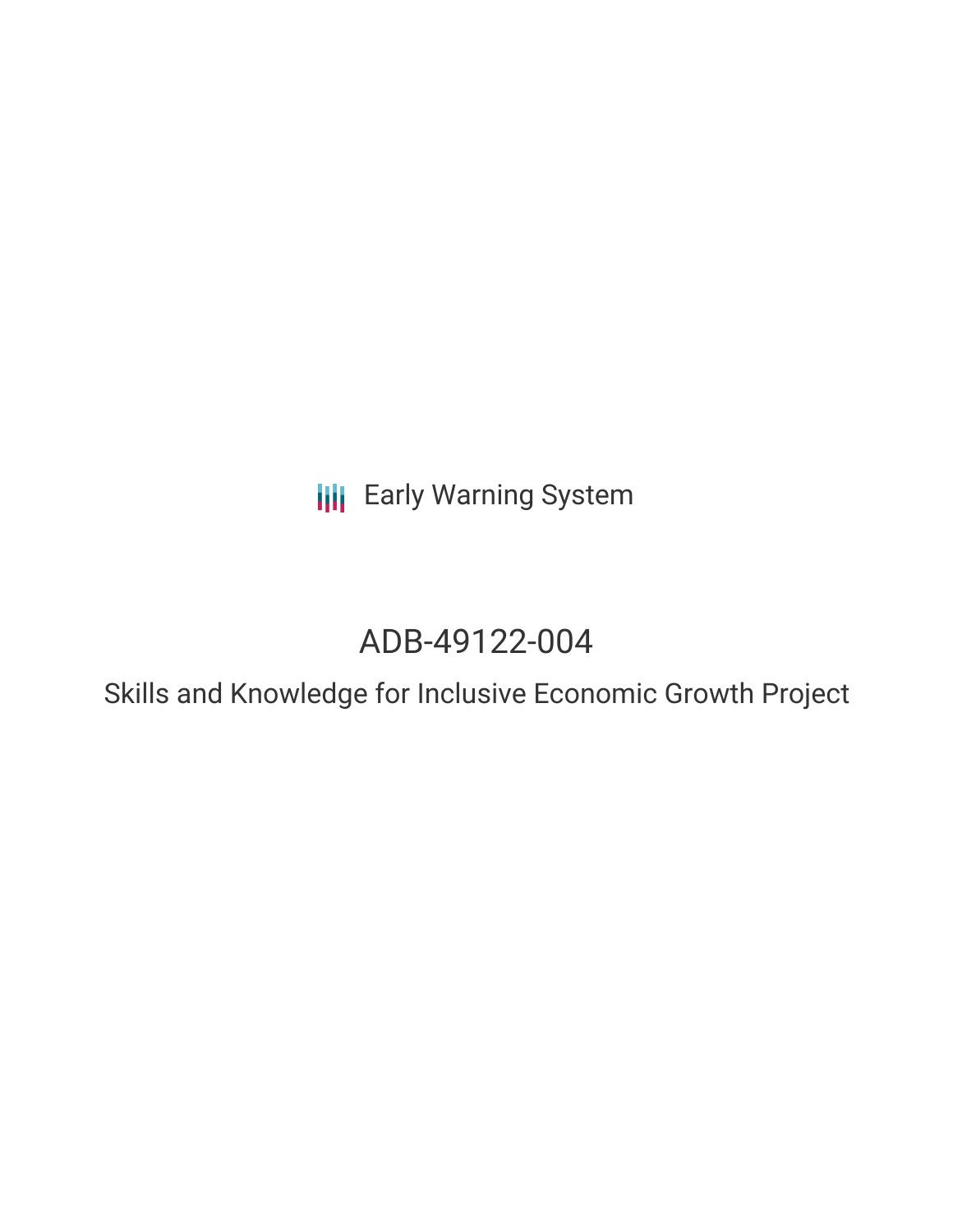Early Warning System

# ADB-49122-004

## Skills and Knowledge for Inclusive Economic Growth Project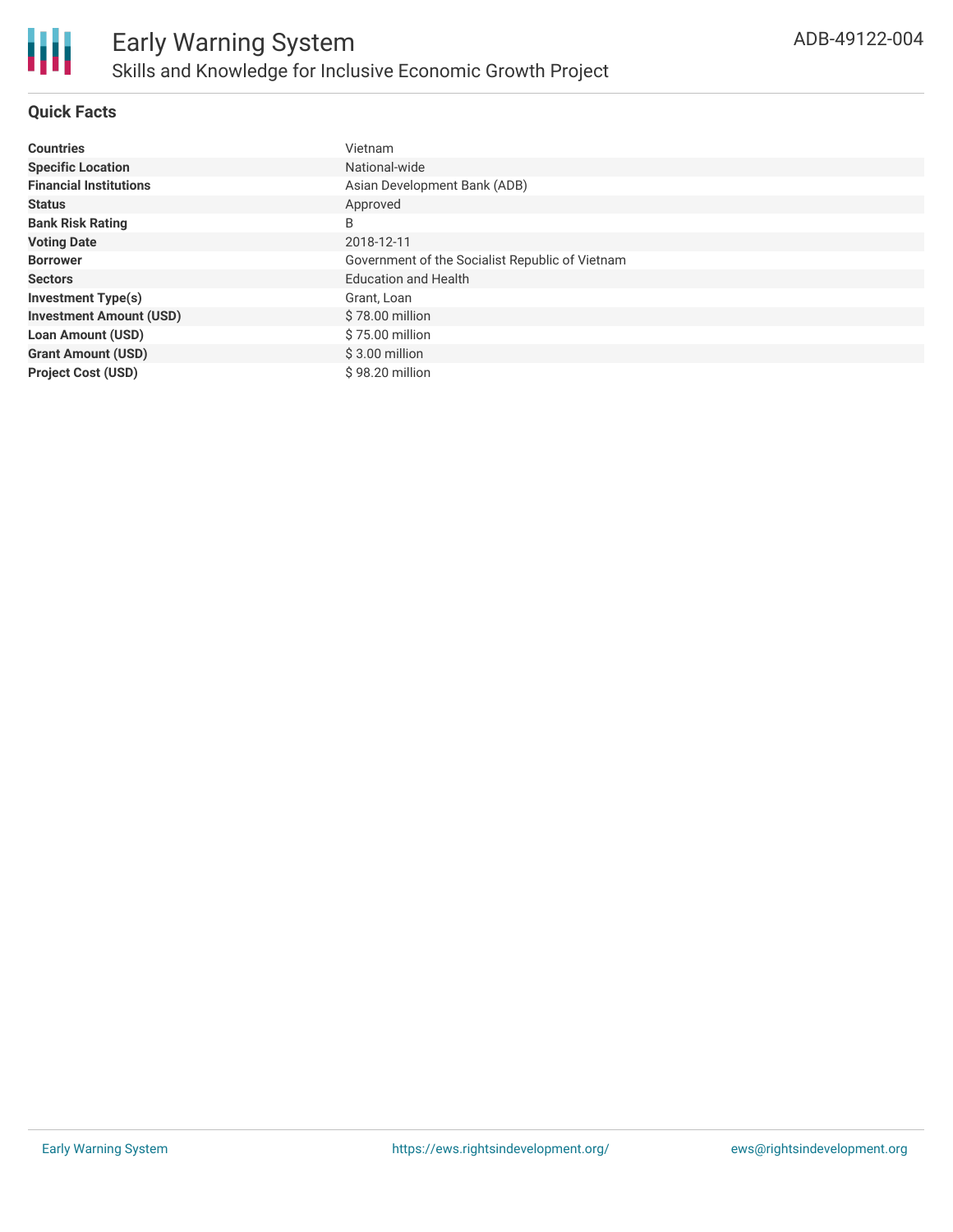# Early Warning System

## Skills and Knowledge for Inclusive Economic Growth Project

ADB-49122-004

### Quick Facts

| | |
|---|---|
| **Countries** | Vietnam |
| **Specific Location** | National-wide |
| **Financial Institutions** | Asian Development Bank (ADB) |
| **Status** | Approved |
| **Bank Risk Rating** | B |
| **Voting Date** | 2018-12-11 |
| **Borrower** | Government of the Socialist Republic of Vietnam |
| **Sectors** | Education and Health |
| **Investment Type(s)** | Grant, Loan |
| **Investment Amount (USD)** | $ 78.00 million |
| **Loan Amount (USD)** | $ 75.00 million |
| **Grant Amount (USD)** | $ 3.00 million |
| **Project Cost (USD)** | $ 98.20 million |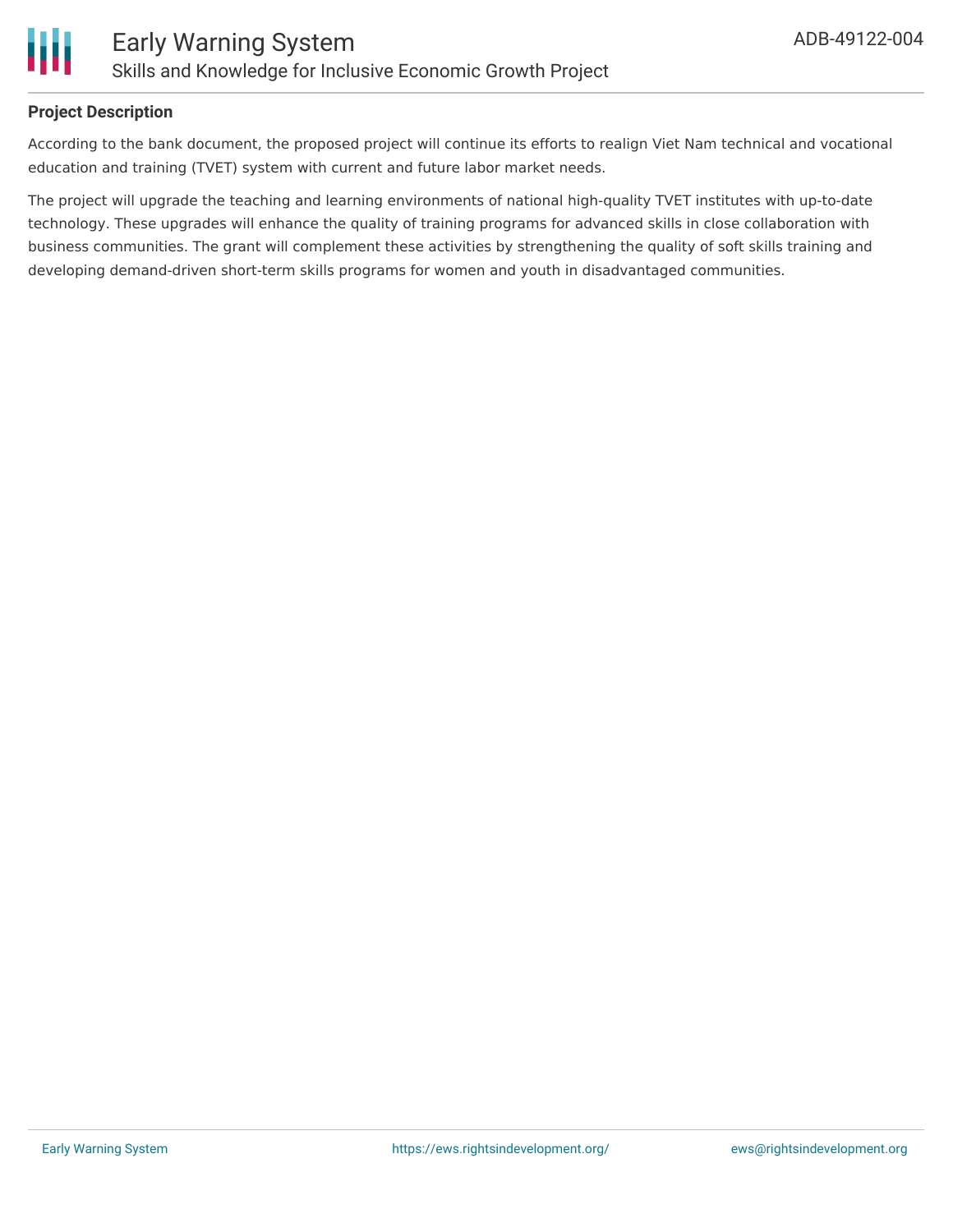## Project Description

According to the bank document, the proposed project will continue its efforts to realign Viet Nam technical and vocational education and training (TVET) system with current and future labor market needs.

The project will upgrade the teaching and learning environments of national high-quality TVET institutes with up-to-date technology. These upgrades will enhance the quality of training programs for advanced skills in close collaboration with business communities. The grant will complement these activities by strengthening the quality of soft skills training and developing demand-driven short-term skills programs for women and youth in disadvantaged communities.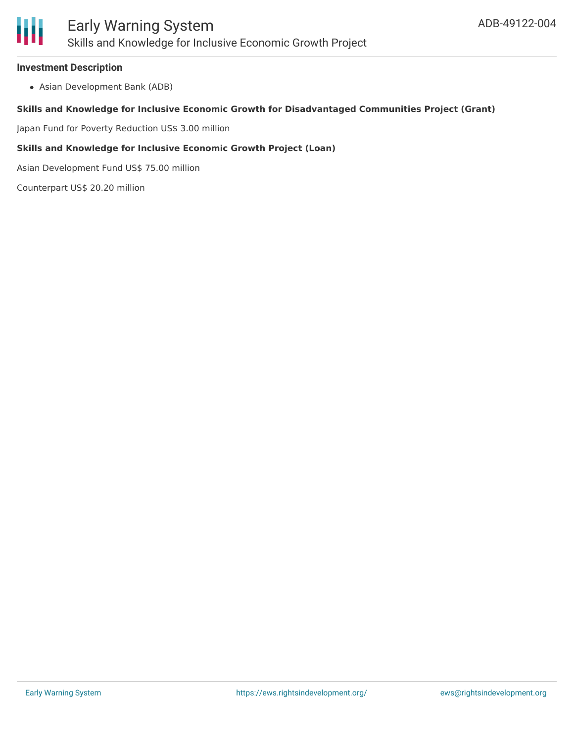### Investment Description

- Asian Development Bank (ADB)

**Skills and Knowledge for Inclusive Economic Growth for Disadvantaged Communities Project (Grant)**

Japan Fund for Poverty Reduction US$ 3.00 million

**Skills and Knowledge for Inclusive Economic Growth Project (Loan)**

Asian Development Fund US$ 75.00 million

Counterpart US$ 20.20 million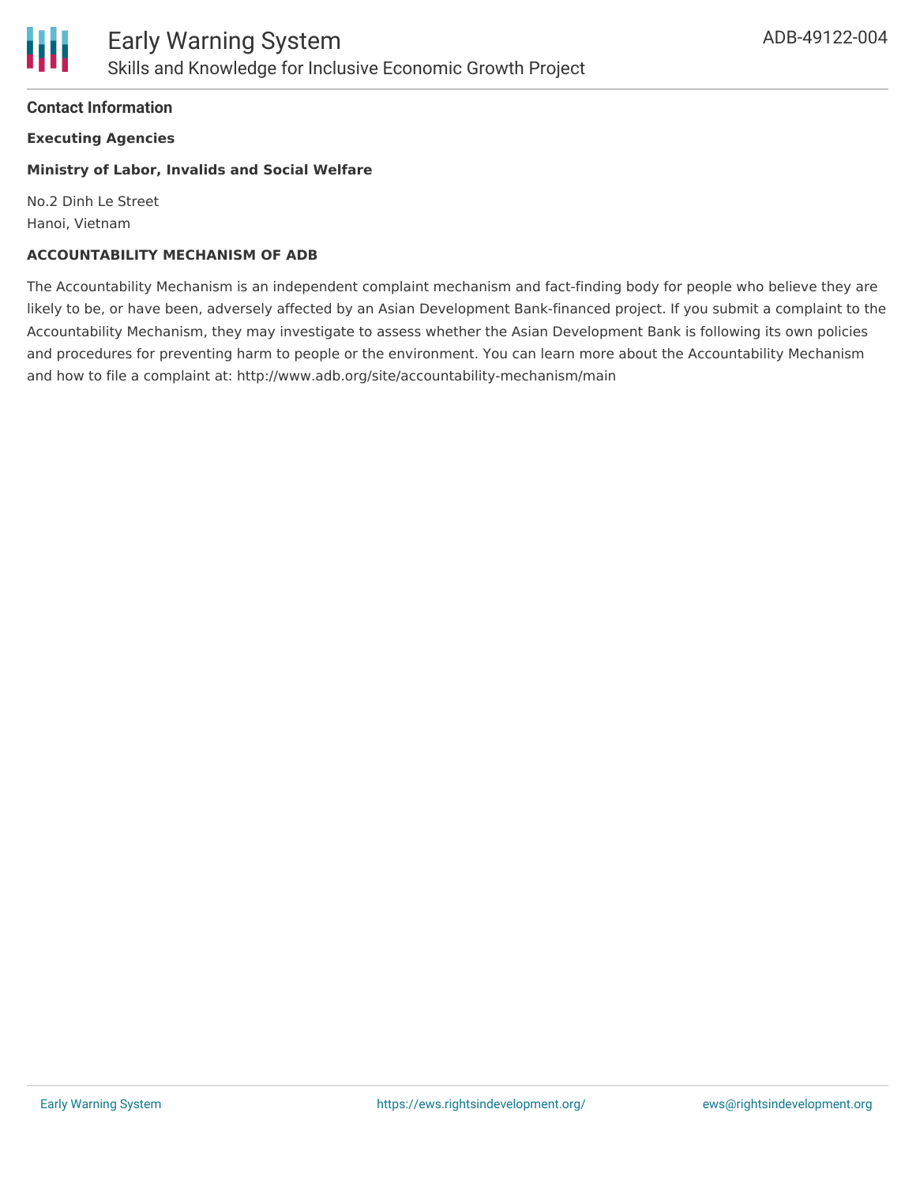## Contact Information

**Executing Agencies**

**Ministry of Labor, Invalids and Social Welfare**

No.2 Dinh Le Street
Hanoi, Vietnam

**ACCOUNTABILITY MECHANISM OF ADB**

The Accountability Mechanism is an independent complaint mechanism and fact-finding body for people who believe they are likely to be, or have been, adversely affected by an Asian Development Bank-financed project. If you submit a complaint to the Accountability Mechanism, they may investigate to assess whether the Asian Development Bank is following its own policies and procedures for preventing harm to people or the environment. You can learn more about the Accountability Mechanism and how to file a complaint at: http://www.adb.org/site/accountability-mechanism/main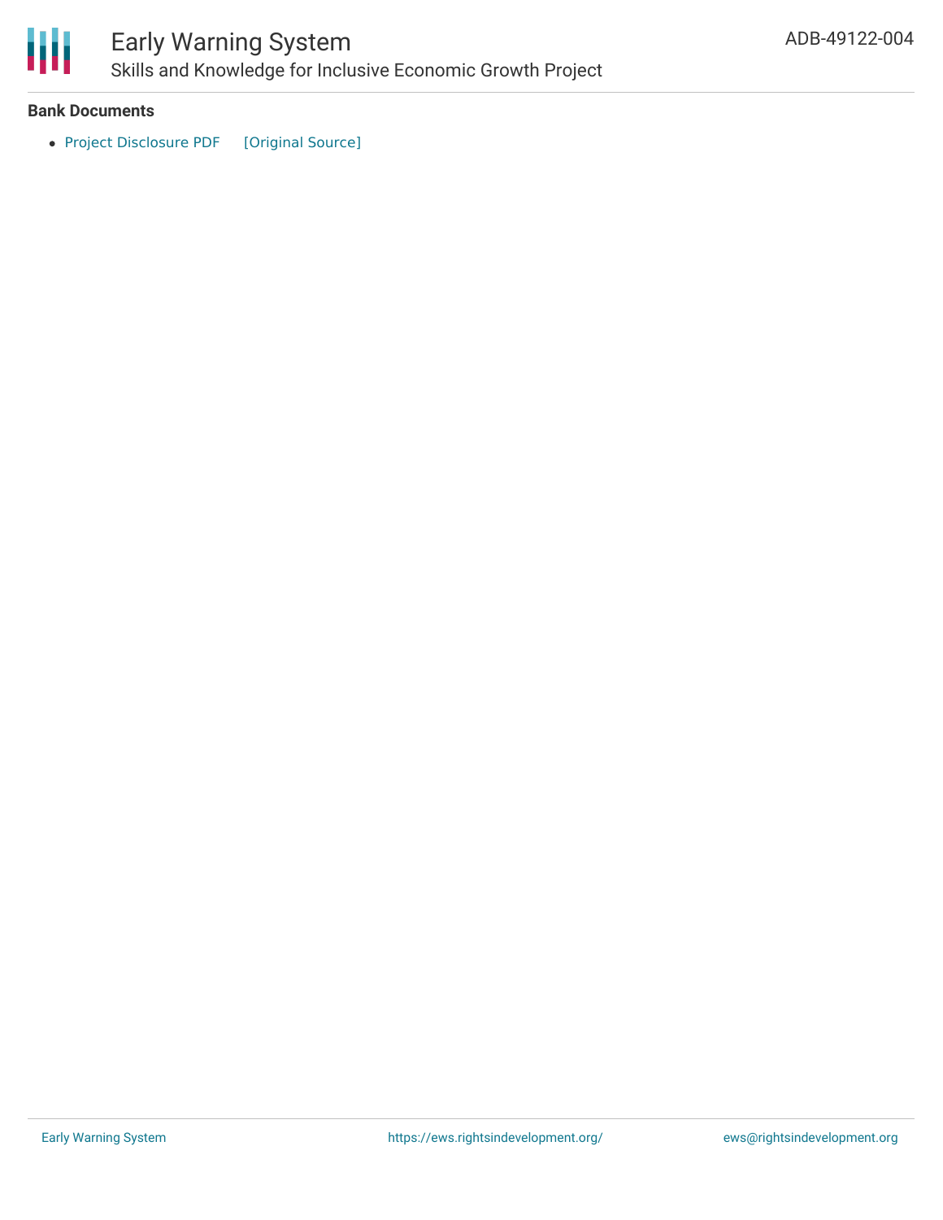**Bank Documents**

- Project Disclosure PDF [Original Source]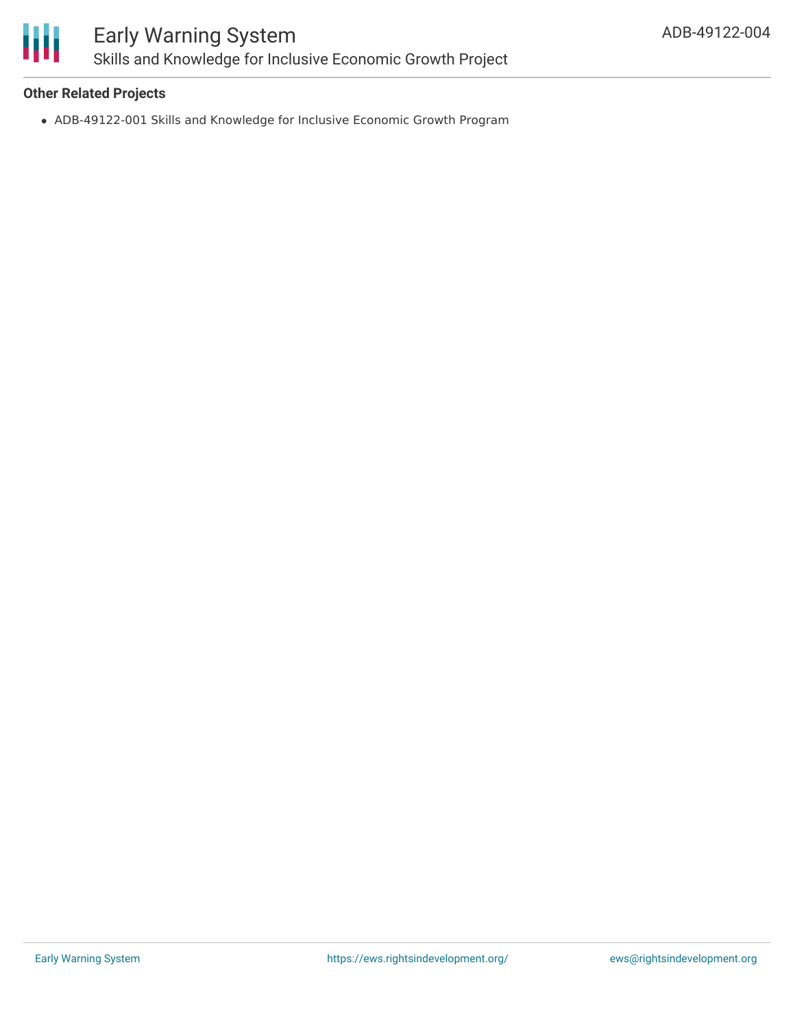### Other Related Projects

- ADB-49122-001 Skills and Knowledge for Inclusive Economic Growth Program